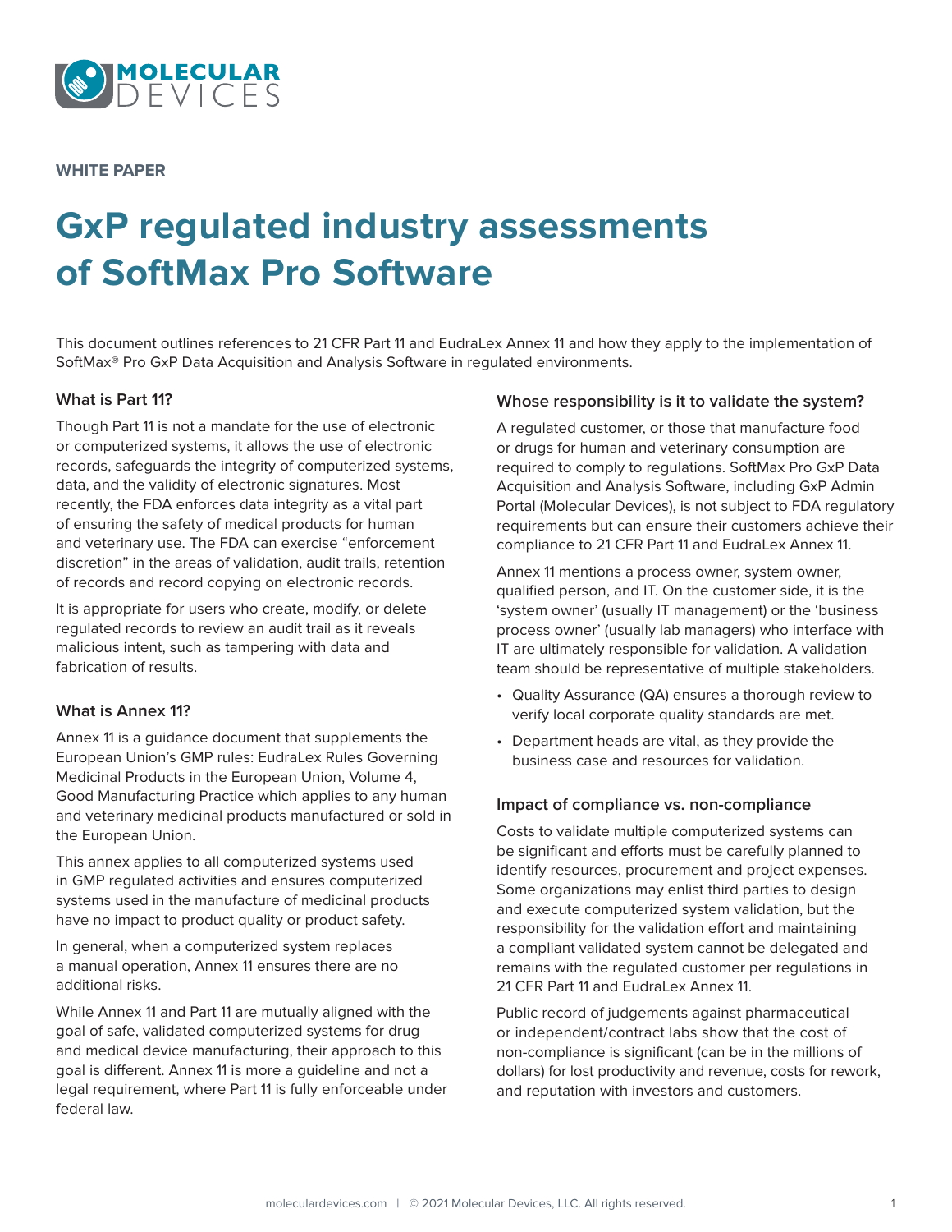WHITE PAPER

# GxP regulated industry assessments of SoftMax Pro Software

This document outlines references to 21 CFR Part 11 and EudraLex Annex 11 and how they apply to the implementation of SoftMax® Pro GxP Data Acquisition and Analysis Software in regulated environments.

### What is Part 11?

Though Part 11 is not a mandate for the use of electronic or computerized systems, it allows the use of electronic records, safeguards the integrity of computerized systems, data, and the validity of electronic signatures. Most recently, the FDA enforces data integrity as a vital part of ensuring the safety of medical products for human and veterinary use. The FDA can exercise "enforcement discretion" in the areas of validation, audit trails, retention of records and record copying on electronic records.

It is appropriate for users who create, modify, or delete regulated records to review an audit trail as it reveals malicious intent, such as tampering with data and fabrication of results.

### What is Annex 11?

Annex 11 is a guidance document that supplements the European Union's GMP rules: EudraLex Rules Governing Medicinal Products in the European Union, Volume 4, Good Manufacturing Practice which applies to any human and veterinary medicinal products manufactured or sold in the European Union.

This annex applies to all computerized systems used in GMP regulated activities and ensures computerized systems used in the manufacture of medicinal products have no impact to product quality or product safety.

In general, when a computerized system replaces a manual operation, Annex 11 ensures there are no additional risks.

While Annex 11 and Part 11 are mutually aligned with the goal of safe, validated computerized systems for drug and medical device manufacturing, their approach to this goal is different. Annex 11 is more a guideline and not a legal requirement, where Part 11 is fully enforceable under federal law.

### Whose responsibility is it to validate the system?

A regulated customer, or those that manufacture food or drugs for human and veterinary consumption are required to comply to regulations. SoftMax Pro GxP Data Acquisition and Analysis Software, including GxP Admin Portal (Molecular Devices), is not subject to FDA regulatory requirements but can ensure their customers achieve their compliance to 21 CFR Part 11 and EudraLex Annex 11.

Annex 11 mentions a process owner, system owner, qualified person, and IT. On the customer side, it is the 'system owner' (usually IT management) or the 'business process owner' (usually lab managers) who interface with IT are ultimately responsible for validation. A validation team should be representative of multiple stakeholders.

- Quality Assurance (QA) ensures a thorough review to verify local corporate quality standards are met.
- Department heads are vital, as they provide the business case and resources for validation.

### Impact of compliance vs. non-compliance

Costs to validate multiple computerized systems can be significant and efforts must be carefully planned to identify resources, procurement and project expenses. Some organizations may enlist third parties to design and execute computerized system validation, but the responsibility for the validation effort and maintaining a compliant validated system cannot be delegated and remains with the regulated customer per regulations in 21 CFR Part 11 and EudraLex Annex 11.

Public record of judgements against pharmaceutical or independent/contract labs show that the cost of non-compliance is significant (can be in the millions of dollars) for lost productivity and revenue, costs for rework, and reputation with investors and customers.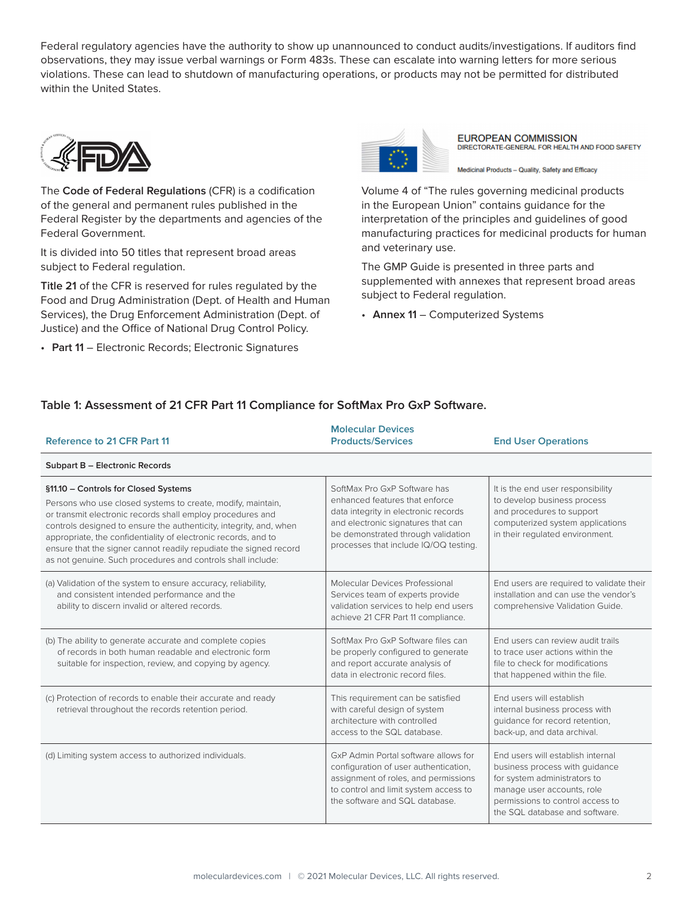Federal regulatory agencies have the authority to show up unannounced to conduct audits/investigations. If auditors find observations, they may issue verbal warnings or Form 483s. These can escalate into warning letters for more serious violations. These can lead to shutdown of manufacturing operations, or products may not be permitted for distributed within the United States.

The **Code of Federal Regulations** (CFR) is a codification of the general and permanent rules published in the Federal Register by the departments and agencies of the Federal Government.

It is divided into 50 titles that represent broad areas subject to Federal regulation.

**Title 21** of the CFR is reserved for rules regulated by the Food and Drug Administration (Dept. of Health and Human Services), the Drug Enforcement Administration (Dept. of Justice) and the Office of National Drug Control Policy.

- **Part 11** – Electronic Records; Electronic Signatures

EUROPEAN COMMISSION
DIRECTORATE-GENERAL FOR HEALTH AND FOOD SAFETY

Medicinal Products – Quality, Safety and Efficacy

Volume 4 of "The rules governing medicinal products in the European Union" contains guidance for the interpretation of the principles and guidelines of good manufacturing practices for medicinal products for human and veterinary use.

The GMP Guide is presented in three parts and supplemented with annexes that represent broad areas subject to Federal regulation.

- **Annex 11** – Computerized Systems

### Table 1: Assessment of 21 CFR Part 11 Compliance for SoftMax Pro GxP Software.

| Reference to 21 CFR Part 11 | Molecular Devices Products/Services | End User Operations |
|---|---|---|
| **Subpart B – Electronic Records** | | |
| **§11.10 – Controls for Closed Systems**<br>Persons who use closed systems to create, modify, maintain, or transmit electronic records shall employ procedures and controls designed to ensure the authenticity, integrity, and, when appropriate, the confidentiality of electronic records, and to ensure that the signer cannot readily repudiate the signed record as not genuine. Such procedures and controls shall include: | SoftMax Pro GxP Software has enhanced features that enforce data integrity in electronic records and electronic signatures that can be demonstrated through validation processes that include IQ/OQ testing. | It is the end user responsibility to develop business process and procedures to support computerized system applications in their regulated environment. |
| (a) Validation of the system to ensure accuracy, reliability, and consistent intended performance and the ability to discern invalid or altered records. | Molecular Devices Professional Services team of experts provide validation services to help end users achieve 21 CFR Part 11 compliance. | End users are required to validate their installation and can use the vendor's comprehensive Validation Guide. |
| (b) The ability to generate accurate and complete copies of records in both human readable and electronic form suitable for inspection, review, and copying by agency. | SoftMax Pro GxP Software files can be properly configured to generate and report accurate analysis of data in electronic record files. | End users can review audit trails to trace user actions within the file to check for modifications that happened within the file. |
| (c) Protection of records to enable their accurate and ready retrieval throughout the records retention period. | This requirement can be satisfied with careful design of system architecture with controlled access to the SQL database. | End users will establish internal business process with guidance for record retention, back-up, and data archival. |
| (d) Limiting system access to authorized individuals. | GxP Admin Portal software allows for configuration of user authentication, assignment of roles, and permissions to control and limit system access to the software and SQL database. | End users will establish internal business process with guidance for system administrators to manage user accounts, role permissions to control access to the SQL database and software. |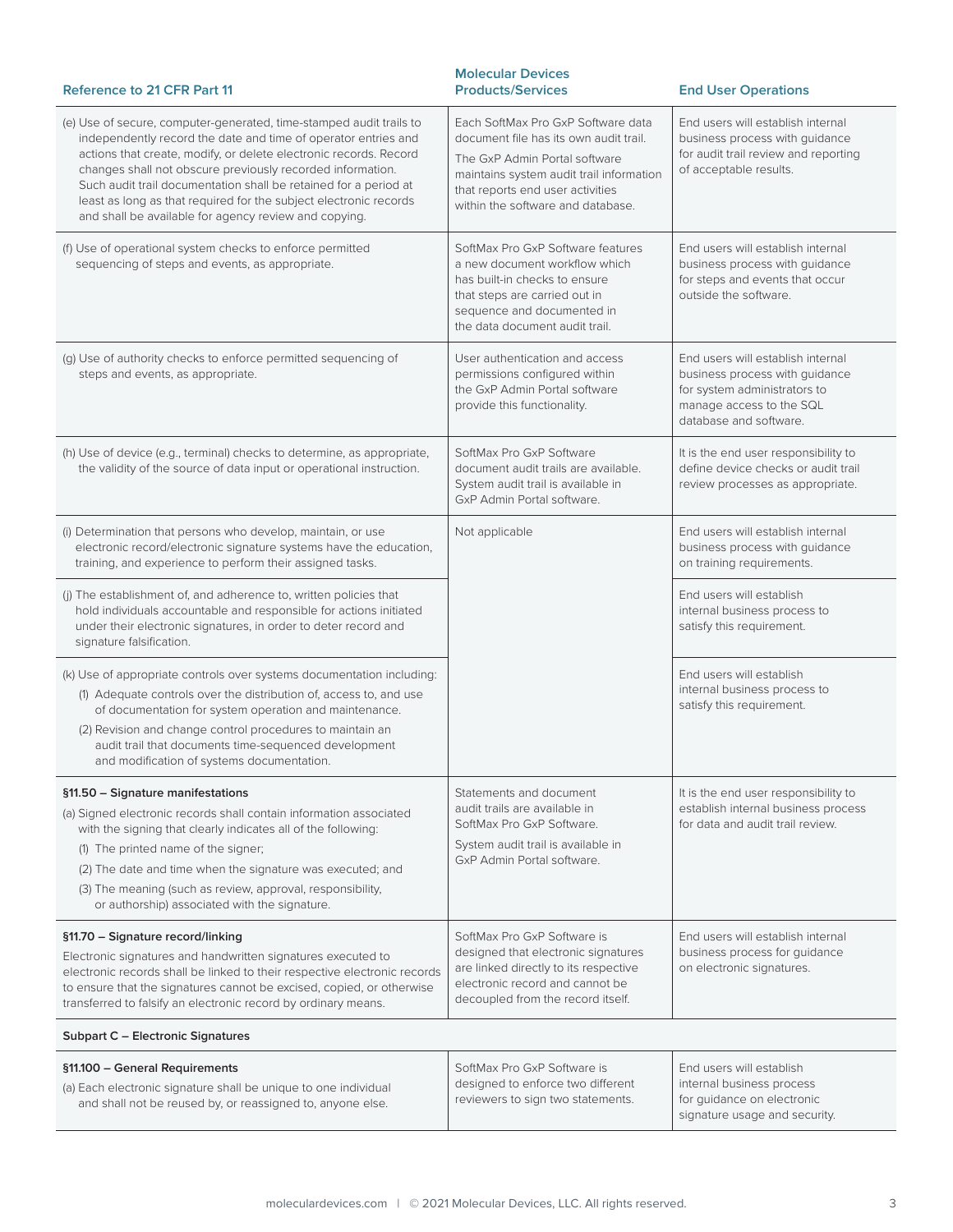| Reference to 21 CFR Part 11 | Molecular Devices Products/Services | End User Operations |
|---|---|---|
| (e) Use of secure, computer-generated, time-stamped audit trails to independently record the date and time of operator entries and actions that create, modify, or delete electronic records. Record changes shall not obscure previously recorded information. Such audit trail documentation shall be retained for a period at least as long as that required for the subject electronic records and shall be available for agency review and copying. | Each SoftMax Pro GxP Software data document file has its own audit trail. The GxP Admin Portal software maintains system audit trail information that reports end user activities within the software and database. | End users will establish internal business process with guidance for audit trail review and reporting of acceptable results. |
| (f) Use of operational system checks to enforce permitted sequencing of steps and events, as appropriate. | SoftMax Pro GxP Software features a new document workflow which has built-in checks to ensure that steps are carried out in sequence and documented in the data document audit trail. | End users will establish internal business process with guidance for steps and events that occur outside the software. |
| (g) Use of authority checks to enforce permitted sequencing of steps and events, as appropriate. | User authentication and access permissions configured within the GxP Admin Portal software provide this functionality. | End users will establish internal business process with guidance for system administrators to manage access to the SQL database and software. |
| (h) Use of device (e.g., terminal) checks to determine, as appropriate, the validity of the source of data input or operational instruction. | SoftMax Pro GxP Software document audit trails are available. System audit trail is available in GxP Admin Portal software. | It is the end user responsibility to define device checks or audit trail review processes as appropriate. |
| (i) Determination that persons who develop, maintain, or use electronic record/electronic signature systems have the education, training, and experience to perform their assigned tasks. | Not applicable | End users will establish internal business process with guidance on training requirements. |
| (j) The establishment of, and adherence to, written policies that hold individuals accountable and responsible for actions initiated under their electronic signatures, in order to deter record and signature falsification. | | End users will establish internal business process to satisfy this requirement. |
| (k) Use of appropriate controls over systems documentation including: (1) Adequate controls over the distribution of, access to, and use of documentation for system operation and maintenance. (2) Revision and change control procedures to maintain an audit trail that documents time-sequenced development and modification of systems documentation. | | End users will establish internal business process to satisfy this requirement. |
| **§11.50 – Signature manifestations** (a) Signed electronic records shall contain information associated with the signing that clearly indicates all of the following: (1) The printed name of the signer; (2) The date and time when the signature was executed; and (3) The meaning (such as review, approval, responsibility, or authorship) associated with the signature. | Statements and document audit trails are available in SoftMax Pro GxP Software. System audit trail is available in GxP Admin Portal software. | It is the end user responsibility to establish internal business process for data and audit trail review. |
| **§11.70 – Signature record/linking** Electronic signatures and handwritten signatures executed to electronic records shall be linked to their respective electronic records to ensure that the signatures cannot be excised, copied, or otherwise transferred to falsify an electronic record by ordinary means. | SoftMax Pro GxP Software is designed that electronic signatures are linked directly to its respective electronic record and cannot be decoupled from the record itself. | End users will establish internal business process for guidance on electronic signatures. |
| **Subpart C – Electronic Signatures** | | |
| **§11.100 – General Requirements** (a) Each electronic signature shall be unique to one individual and shall not be reused by, or reassigned to, anyone else. | SoftMax Pro GxP Software is designed to enforce two different reviewers to sign two statements. | End users will establish internal business process for guidance on electronic signature usage and security. |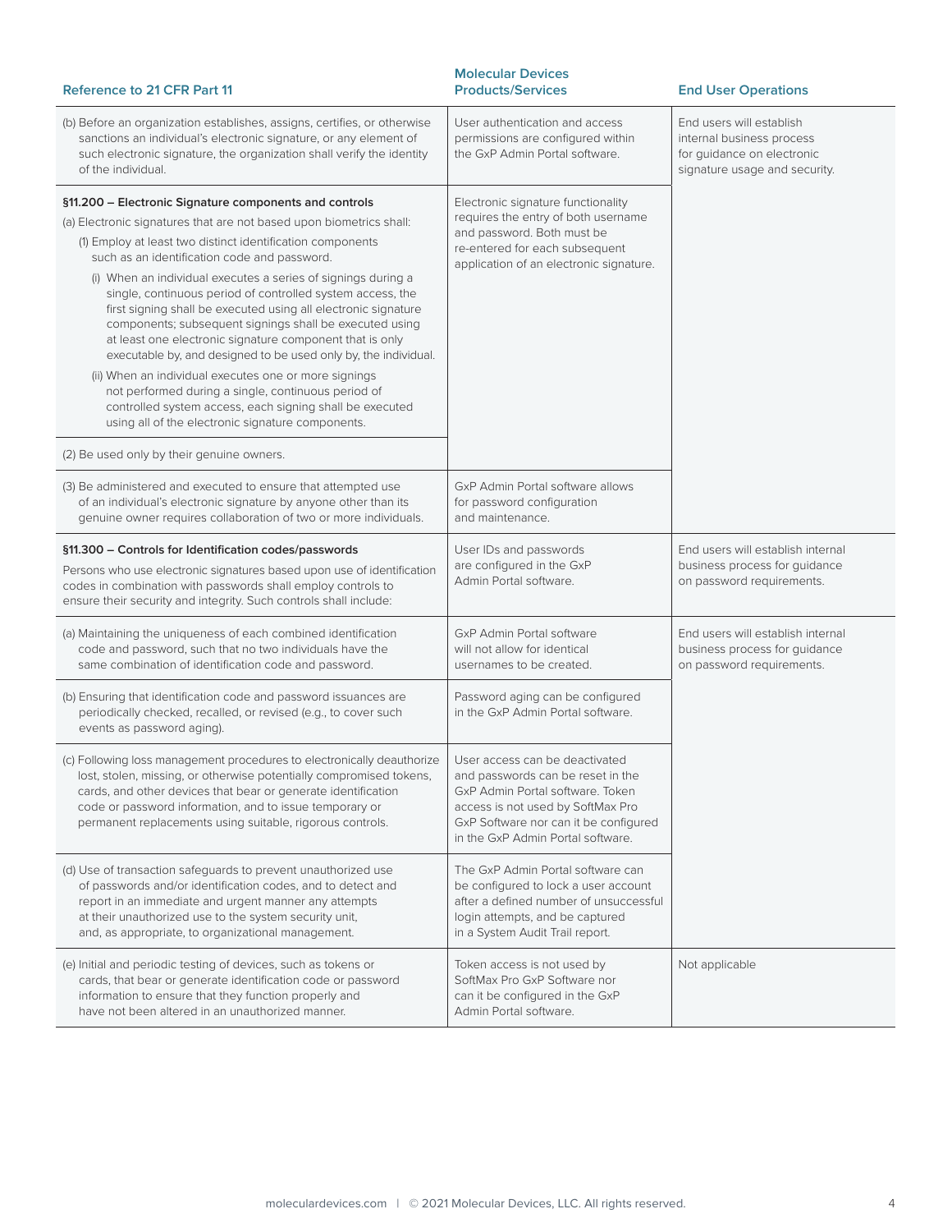| Reference to 21 CFR Part 11 | Molecular Devices Products/Services | End User Operations |
| --- | --- | --- |
| (b) Before an organization establishes, assigns, certifies, or otherwise sanctions an individual's electronic signature, or any element of such electronic signature, the organization shall verify the identity of the individual. | User authentication and access permissions are configured within the GxP Admin Portal software. | End users will establish internal business process for guidance on electronic signature usage and security. |
| **§11.200 – Electronic Signature components and controls**<br>(a) Electronic signatures that are not based upon biometrics shall:<br>(1) Employ at least two distinct identification components such as an identification code and password.<br>(i) When an individual executes a series of signings during a single, continuous period of controlled system access, the first signing shall be executed using all electronic signature components; subsequent signings shall be executed using at least one electronic signature component that is only executable by, and designed to be used only by, the individual.<br>(ii) When an individual executes one or more signings not performed during a single, continuous period of controlled system access, each signing shall be executed using all of the electronic signature components. | Electronic signature functionality requires the entry of both username and password. Both must be re-entered for each subsequent application of an electronic signature. | |
| (2) Be used only by their genuine owners. | | |
| (3) Be administered and executed to ensure that attempted use of an individual's electronic signature by anyone other than its genuine owner requires collaboration of two or more individuals. | GxP Admin Portal software allows for password configuration and maintenance. | |
| **§11.300 – Controls for Identification codes/passwords**<br>Persons who use electronic signatures based upon use of identification codes in combination with passwords shall employ controls to ensure their security and integrity. Such controls shall include: | User IDs and passwords are configured in the GxP Admin Portal software. | End users will establish internal business process for guidance on password requirements. |
| (a) Maintaining the uniqueness of each combined identification code and password, such that no two individuals have the same combination of identification code and password. | GxP Admin Portal software will not allow for identical usernames to be created. | End users will establish internal business process for guidance on password requirements. |
| (b) Ensuring that identification code and password issuances are periodically checked, recalled, or revised (e.g., to cover such events as password aging). | Password aging can be configured in the GxP Admin Portal software. | |
| (c) Following loss management procedures to electronically deauthorize lost, stolen, missing, or otherwise potentially compromised tokens, cards, and other devices that bear or generate identification code or password information, and to issue temporary or permanent replacements using suitable, rigorous controls. | User access can be deactivated and passwords can be reset in the GxP Admin Portal software. Token access is not used by SoftMax Pro GxP Software nor can it be configured in the GxP Admin Portal software. | |
| (d) Use of transaction safeguards to prevent unauthorized use of passwords and/or identification codes, and to detect and report in an immediate and urgent manner any attempts at their unauthorized use to the system security unit, and, as appropriate, to organizational management. | The GxP Admin Portal software can be configured to lock a user account after a defined number of unsuccessful login attempts, and be captured in a System Audit Trail report. | |
| (e) Initial and periodic testing of devices, such as tokens or cards, that bear or generate identification code or password information to ensure that they function properly and have not been altered in an unauthorized manner. | Token access is not used by SoftMax Pro GxP Software nor can it be configured in the GxP Admin Portal software. | Not applicable |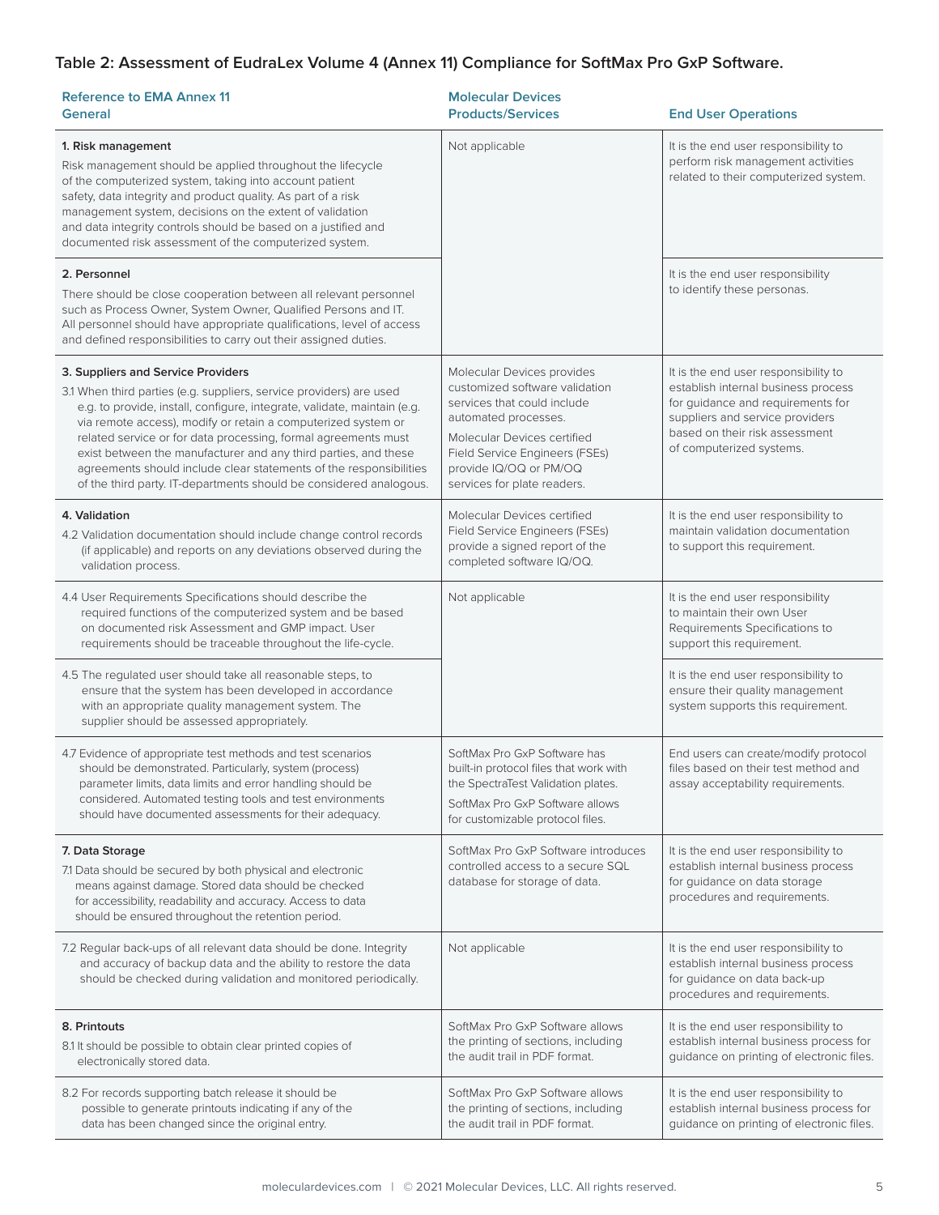### Table 2: Assessment of EudraLex Volume 4 (Annex 11) Compliance for SoftMax Pro GxP Software.

| Reference to EMA Annex 11 General | Molecular Devices Products/Services | End User Operations |
|---|---|---|
| **1. Risk management** Risk management should be applied throughout the lifecycle of the computerized system, taking into account patient safety, data integrity and product quality. As part of a risk management system, decisions on the extent of validation and data integrity controls should be based on a justified and documented risk assessment of the computerized system. | Not applicable | It is the end user responsibility to perform risk management activities related to their computerized system. |
| **2. Personnel** There should be close cooperation between all relevant personnel such as Process Owner, System Owner, Qualified Persons and IT. All personnel should have appropriate qualifications, level of access and defined responsibilities to carry out their assigned duties. | | It is the end user responsibility to identify these personas. |
| **3. Suppliers and Service Providers** 3.1 When third parties (e.g. suppliers, service providers) are used e.g. to provide, install, configure, integrate, validate, maintain (e.g. via remote access), modify or retain a computerized system or related service or for data processing, formal agreements must exist between the manufacturer and any third parties, and these agreements should include clear statements of the responsibilities of the third party. IT-departments should be considered analogous. | Molecular Devices provides customized software validation services that could include automated processes. Molecular Devices certified Field Service Engineers (FSEs) provide IQ/OQ or PM/OQ services for plate readers. | It is the end user responsibility to establish internal business process for guidance and requirements for suppliers and service providers based on their risk assessment of computerized systems. |
| **4. Validation** 4.2 Validation documentation should include change control records (if applicable) and reports on any deviations observed during the validation process. | Molecular Devices certified Field Service Engineers (FSEs) provide a signed report of the completed software IQ/OQ. | It is the end user responsibility to maintain validation documentation to support this requirement. |
| 4.4 User Requirements Specifications should describe the required functions of the computerized system and be based on documented risk Assessment and GMP impact. User requirements should be traceable throughout the life-cycle. | Not applicable | It is the end user responsibility to maintain their own User Requirements Specifications to support this requirement. |
| 4.5 The regulated user should take all reasonable steps, to ensure that the system has been developed in accordance with an appropriate quality management system. The supplier should be assessed appropriately. | | It is the end user responsibility to ensure their quality management system supports this requirement. |
| 4.7 Evidence of appropriate test methods and test scenarios should be demonstrated. Particularly, system (process) parameter limits, data limits and error handling should be considered. Automated testing tools and test environments should have documented assessments for their adequacy. | SoftMax Pro GxP Software has built-in protocol files that work with the SpectraTest Validation plates. SoftMax Pro GxP Software allows for customizable protocol files. | End users can create/modify protocol files based on their test method and assay acceptability requirements. |
| **7. Data Storage** 7.1 Data should be secured by both physical and electronic means against damage. Stored data should be checked for accessibility, readability and accuracy. Access to data should be ensured throughout the retention period. | SoftMax Pro GxP Software introduces controlled access to a secure SQL database for storage of data. | It is the end user responsibility to establish internal business process for guidance on data storage procedures and requirements. |
| 7.2 Regular back-ups of all relevant data should be done. Integrity and accuracy of backup data and the ability to restore the data should be checked during validation and monitored periodically. | Not applicable | It is the end user responsibility to establish internal business process for guidance on data back-up procedures and requirements. |
| **8. Printouts** 8.1 It should be possible to obtain clear printed copies of electronically stored data. | SoftMax Pro GxP Software allows the printing of sections, including the audit trail in PDF format. | It is the end user responsibility to establish internal business process for guidance on printing of electronic files. |
| 8.2 For records supporting batch release it should be possible to generate printouts indicating if any of the data has been changed since the original entry. | SoftMax Pro GxP Software allows the printing of sections, including the audit trail in PDF format. | It is the end user responsibility to establish internal business process for guidance on printing of electronic files. |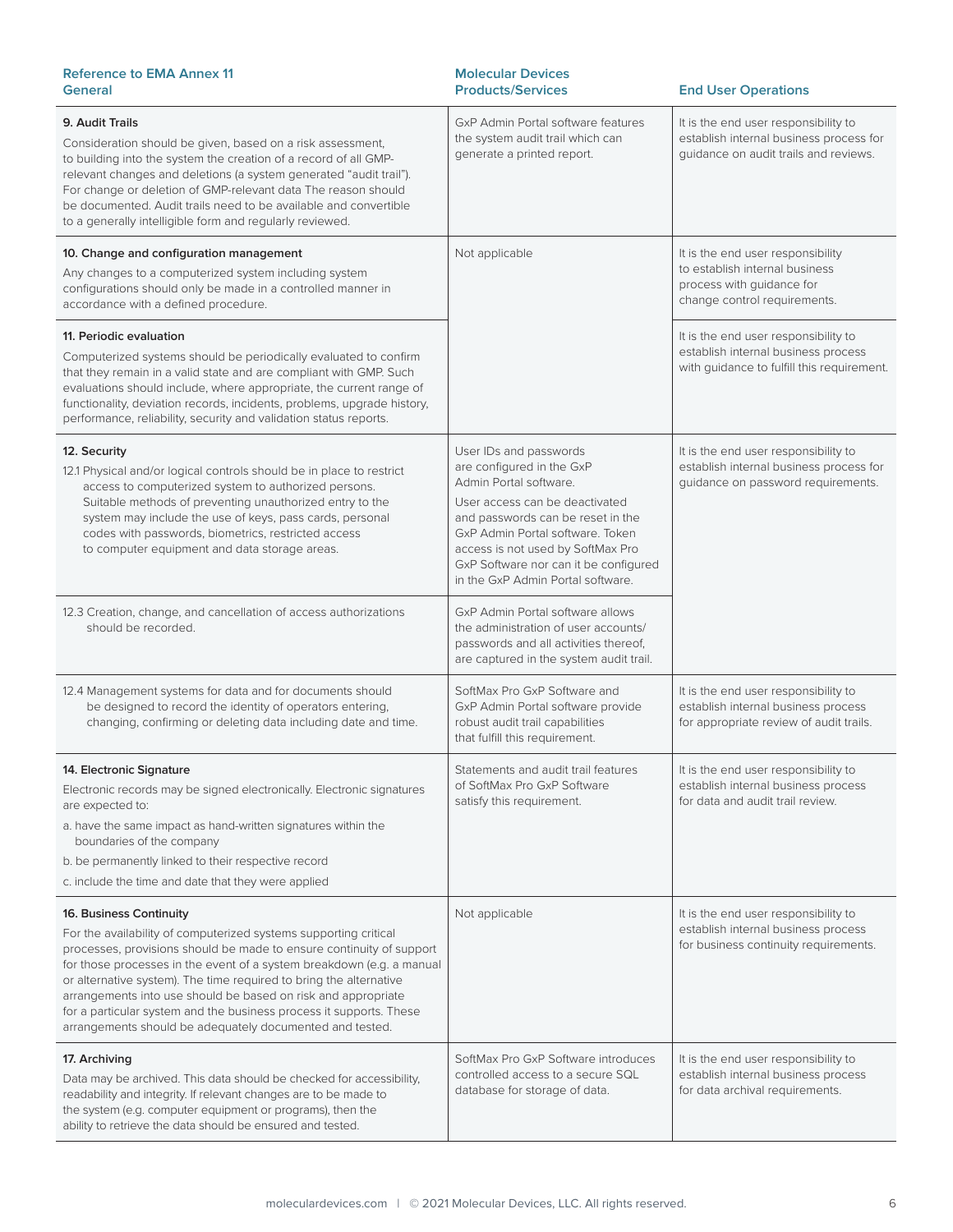| Reference to EMA Annex 11 General | Molecular Devices Products/Services | End User Operations |
|---|---|---|
| **9. Audit Trails**<br>Consideration should be given, based on a risk assessment, to building into the system the creation of a record of all GMP-relevant changes and deletions (a system generated "audit trail"). For change or deletion of GMP-relevant data The reason should be documented. Audit trails need to be available and convertible to a generally intelligible form and regularly reviewed. | GxP Admin Portal software features the system audit trail which can generate a printed report. | It is the end user responsibility to establish internal business process for guidance on audit trails and reviews. |
| **10. Change and configuration management**<br>Any changes to a computerized system including system configurations should only be made in a controlled manner in accordance with a defined procedure. | Not applicable | It is the end user responsibility to establish internal business process with guidance for change control requirements. |
| **11. Periodic evaluation**<br>Computerized systems should be periodically evaluated to confirm that they remain in a valid state and are compliant with GMP. Such evaluations should include, where appropriate, the current range of functionality, deviation records, incidents, problems, upgrade history, performance, reliability, security and validation status reports. | | It is the end user responsibility to establish internal business process with guidance to fulfill this requirement. |
| **12. Security**<br>12.1 Physical and/or logical controls should be in place to restrict access to computerized system to authorized persons. Suitable methods of preventing unauthorized entry to the system may include the use of keys, pass cards, personal codes with passwords, biometrics, restricted access to computer equipment and data storage areas. | User IDs and passwords are configured in the GxP Admin Portal software.<br>User access can be deactivated and passwords can be reset in the GxP Admin Portal software. Token access is not used by SoftMax Pro GxP Software nor can it be configured in the GxP Admin Portal software. | It is the end user responsibility to establish internal business process for guidance on password requirements. |
| 12.3 Creation, change, and cancellation of access authorizations should be recorded. | GxP Admin Portal software allows the administration of user accounts/ passwords and all activities thereof, are captured in the system audit trail. | |
| 12.4 Management systems for data and for documents should be designed to record the identity of operators entering, changing, confirming or deleting data including date and time. | SoftMax Pro GxP Software and GxP Admin Portal software provide robust audit trail capabilities that fulfill this requirement. | It is the end user responsibility to establish internal business process for appropriate review of audit trails. |
| **14. Electronic Signature**<br>Electronic records may be signed electronically. Electronic signatures are expected to:<br>a. have the same impact as hand-written signatures within the boundaries of the company<br>b. be permanently linked to their respective record<br>c. include the time and date that they were applied | Statements and audit trail features of SoftMax Pro GxP Software satisfy this requirement. | It is the end user responsibility to establish internal business process for data and audit trail review. |
| **16. Business Continuity**<br>For the availability of computerized systems supporting critical processes, provisions should be made to ensure continuity of support for those processes in the event of a system breakdown (e.g. a manual or alternative system). The time required to bring the alternative arrangements into use should be based on risk and appropriate for a particular system and the business process it supports. These arrangements should be adequately documented and tested. | Not applicable | It is the end user responsibility to establish internal business process for business continuity requirements. |
| **17. Archiving**<br>Data may be archived. This data should be checked for accessibility, readability and integrity. If relevant changes are to be made to the system (e.g. computer equipment or programs), then the ability to retrieve the data should be ensured and tested. | SoftMax Pro GxP Software introduces controlled access to a secure SQL database for storage of data. | It is the end user responsibility to establish internal business process for data archival requirements. |

moleculardevices.com | © 2021 Molecular Devices, LLC. All rights reserved.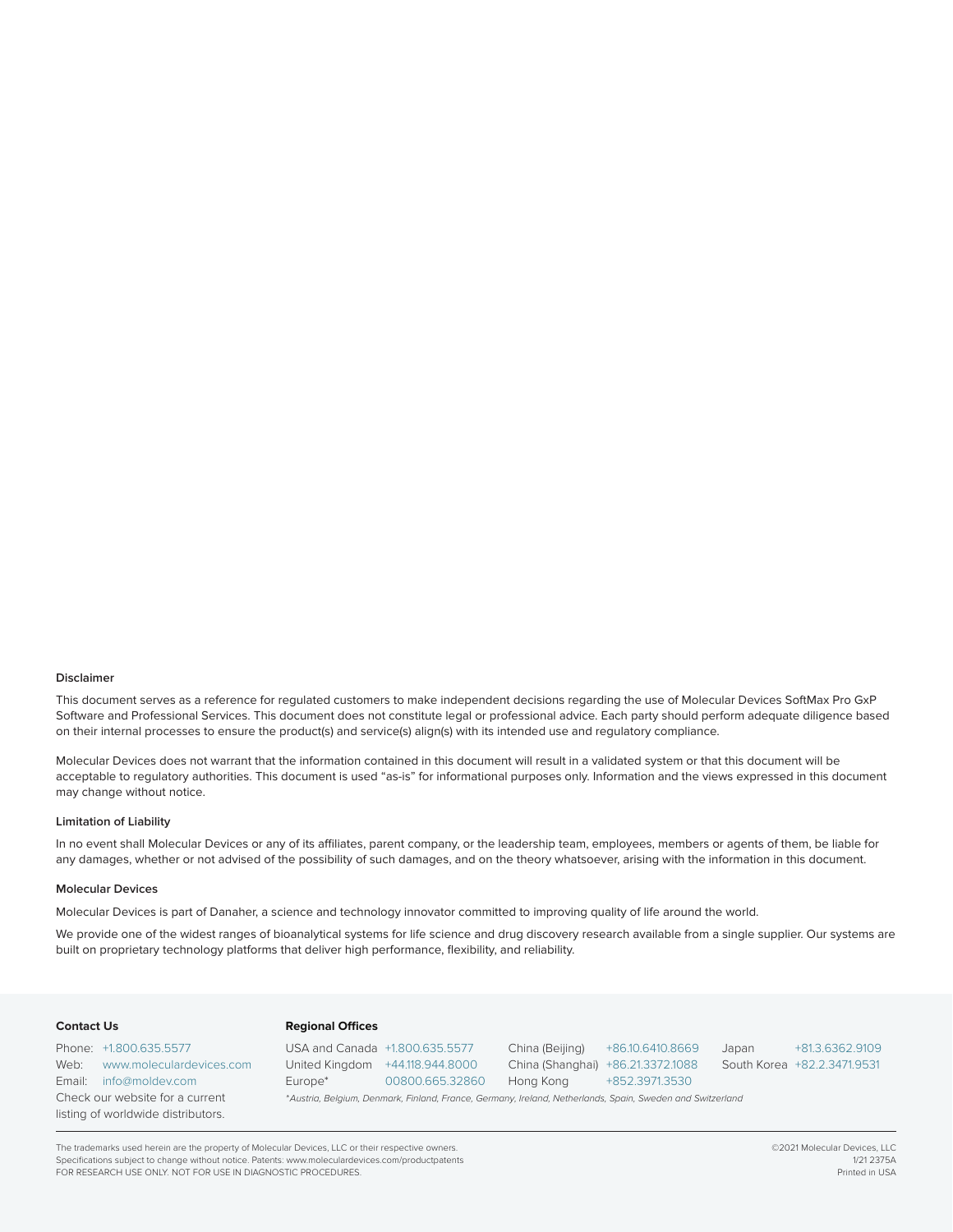### Disclaimer

This document serves as a reference for regulated customers to make independent decisions regarding the use of Molecular Devices SoftMax Pro GxP Software and Professional Services. This document does not constitute legal or professional advice. Each party should perform adequate diligence based on their internal processes to ensure the product(s) and service(s) align(s) with its intended use and regulatory compliance.

Molecular Devices does not warrant that the information contained in this document will result in a validated system or that this document will be acceptable to regulatory authorities. This document is used "as-is" for informational purposes only. Information and the views expressed in this document may change without notice.

### Limitation of Liability

In no event shall Molecular Devices or any of its affiliates, parent company, or the leadership team, employees, members or agents of them, be liable for any damages, whether or not advised of the possibility of such damages, and on the theory whatsoever, arising with the information in this document.

### Molecular Devices

Molecular Devices is part of Danaher, a science and technology innovator committed to improving quality of life around the world.

We provide one of the widest ranges of bioanalytical systems for life science and drug discovery research available from a single supplier. Our systems are built on proprietary technology platforms that deliver high performance, flexibility, and reliability.

**Contact Us**

Phone: +1.800.635.5577
Web: www.moleculardevices.com
Email: info@moldev.com
Check our website for a current listing of worldwide distributors.

**Regional Offices**

| | | | | | |
|---|---|---|---|---|---|
| USA and Canada | +1.800.635.5577 | China (Beijing) | +86.10.6410.8669 | Japan | +81.3.6362.9109 |
| United Kingdom | +44.118.944.8000 | China (Shanghai) | +86.21.3372.1088 | South Korea | +82.2.3471.9531 |
| Europe* | 00800.665.32860 | Hong Kong | +852.3971.3530 | | |

*\*Austria, Belgium, Denmark, Finland, France, Germany, Ireland, Netherlands, Spain, Sweden and Switzerland*

The trademarks used herein are the property of Molecular Devices, LLC or their respective owners.
Specifications subject to change without notice. Patents: www.moleculardevices.com/productpatents
FOR RESEARCH USE ONLY. NOT FOR USE IN DIAGNOSTIC PROCEDURES.

©2021 Molecular Devices, LLC
1/21 2375A
Printed in USA